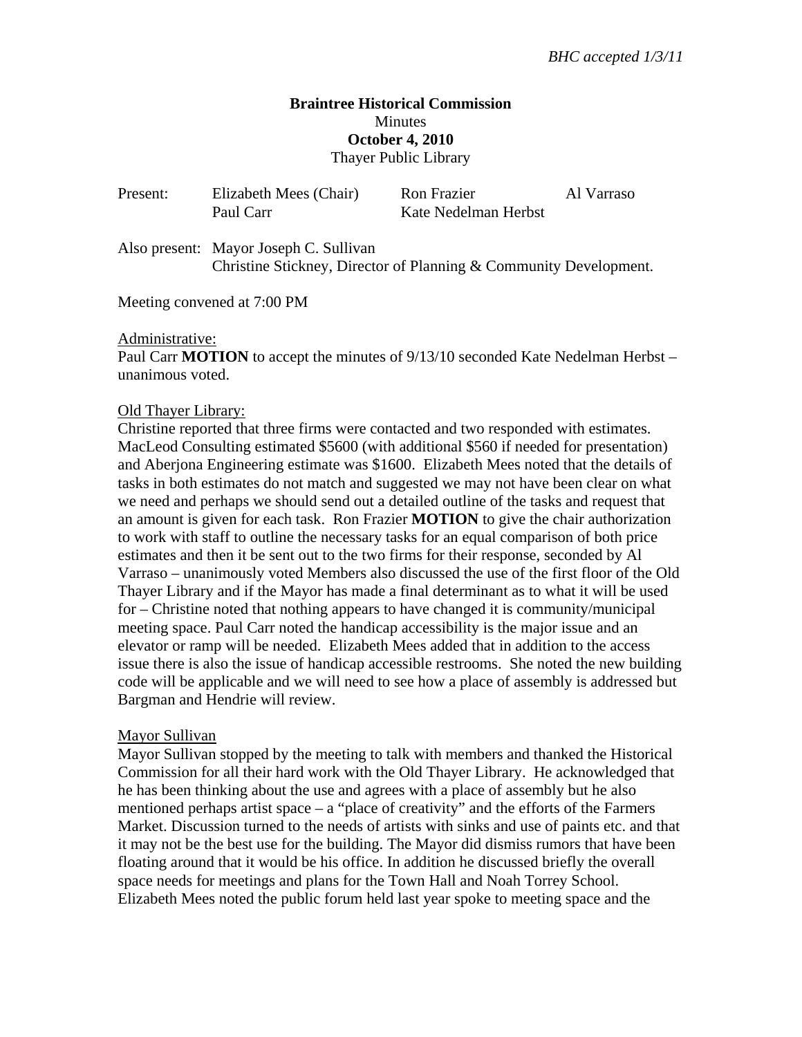*BHC accepted 1/3/11*

**Braintree Historical Commission**
Minutes
**October 4, 2010**
Thayer Public Library

| Present: | Elizabeth Mees (Chair) | Ron Frazier | Al Varraso |
|---|---|---|---|
| | Paul Carr | Kate Nedelman Herbst | |

Also present: Mayor Joseph C. Sullivan
Christine Stickney, Director of Planning & Community Development.

Meeting convened at 7:00 PM

Administrative:
Paul Carr **MOTION** to accept the minutes of 9/13/10 seconded Kate Nedelman Herbst – unanimous voted.

Old Thayer Library:
Christine reported that three firms were contacted and two responded with estimates. MacLeod Consulting estimated $5600 (with additional $560 if needed for presentation) and Aberjona Engineering estimate was $1600. Elizabeth Mees noted that the details of tasks in both estimates do not match and suggested we may not have been clear on what we need and perhaps we should send out a detailed outline of the tasks and request that an amount is given for each task. Ron Frazier **MOTION** to give the chair authorization to work with staff to outline the necessary tasks for an equal comparison of both price estimates and then it be sent out to the two firms for their response, seconded by Al Varraso – unanimously voted Members also discussed the use of the first floor of the Old Thayer Library and if the Mayor has made a final determinant as to what it will be used for – Christine noted that nothing appears to have changed it is community/municipal meeting space. Paul Carr noted the handicap accessibility is the major issue and an elevator or ramp will be needed. Elizabeth Mees added that in addition to the access issue there is also the issue of handicap accessible restrooms. She noted the new building code will be applicable and we will need to see how a place of assembly is addressed but Bargman and Hendrie will review.

Mayor Sullivan
Mayor Sullivan stopped by the meeting to talk with members and thanked the Historical Commission for all their hard work with the Old Thayer Library. He acknowledged that he has been thinking about the use and agrees with a place of assembly but he also mentioned perhaps artist space – a "place of creativity" and the efforts of the Farmers Market. Discussion turned to the needs of artists with sinks and use of paints etc. and that it may not be the best use for the building. The Mayor did dismiss rumors that have been floating around that it would be his office. In addition he discussed briefly the overall space needs for meetings and plans for the Town Hall and Noah Torrey School. Elizabeth Mees noted the public forum held last year spoke to meeting space and the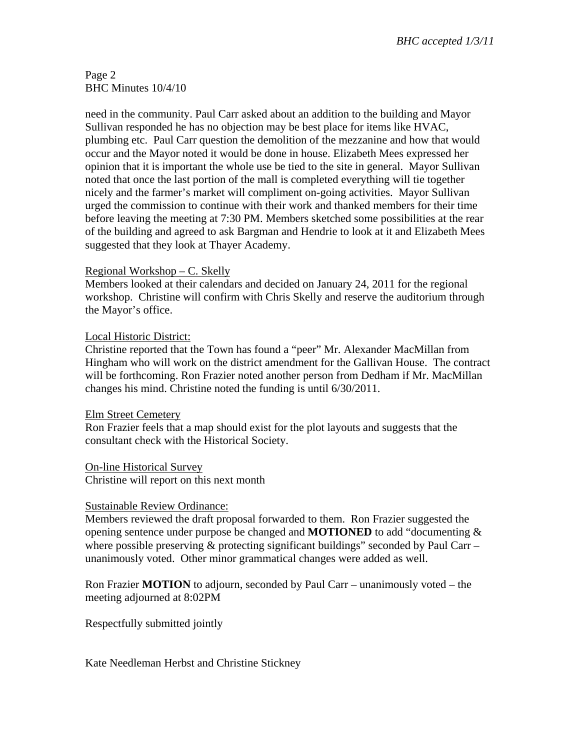need in the community. Paul Carr asked about an addition to the building and Mayor Sullivan responded he has no objection may be best place for items like HVAC, plumbing etc. Paul Carr question the demolition of the mezzanine and how that would occur and the Mayor noted it would be done in house. Elizabeth Mees expressed her opinion that it is important the whole use be tied to the site in general. Mayor Sullivan noted that once the last portion of the mall is completed everything will tie together nicely and the farmer's market will compliment on-going activities. Mayor Sullivan urged the commission to continue with their work and thanked members for their time before leaving the meeting at 7:30 PM. Members sketched some possibilities at the rear of the building and agreed to ask Bargman and Hendrie to look at it and Elizabeth Mees suggested that they look at Thayer Academy.

Regional Workshop – C. Skelly

Members looked at their calendars and decided on January 24, 2011 for the regional workshop. Christine will confirm with Chris Skelly and reserve the auditorium through the Mayor's office.

Local Historic District:

Christine reported that the Town has found a "peer" Mr. Alexander MacMillan from Hingham who will work on the district amendment for the Gallivan House. The contract will be forthcoming. Ron Frazier noted another person from Dedham if Mr. MacMillan changes his mind. Christine noted the funding is until 6/30/2011.

Elm Street Cemetery

Ron Frazier feels that a map should exist for the plot layouts and suggests that the consultant check with the Historical Society.

On-line Historical Survey

Christine will report on this next month

Sustainable Review Ordinance:

Members reviewed the draft proposal forwarded to them. Ron Frazier suggested the opening sentence under purpose be changed and **MOTIONED** to add "documenting & where possible preserving & protecting significant buildings" seconded by Paul Carr – unanimously voted. Other minor grammatical changes were added as well.

Ron Frazier **MOTION** to adjourn, seconded by Paul Carr – unanimously voted – the meeting adjourned at 8:02PM

Respectfully submitted jointly

Kate Needleman Herbst and Christine Stickney